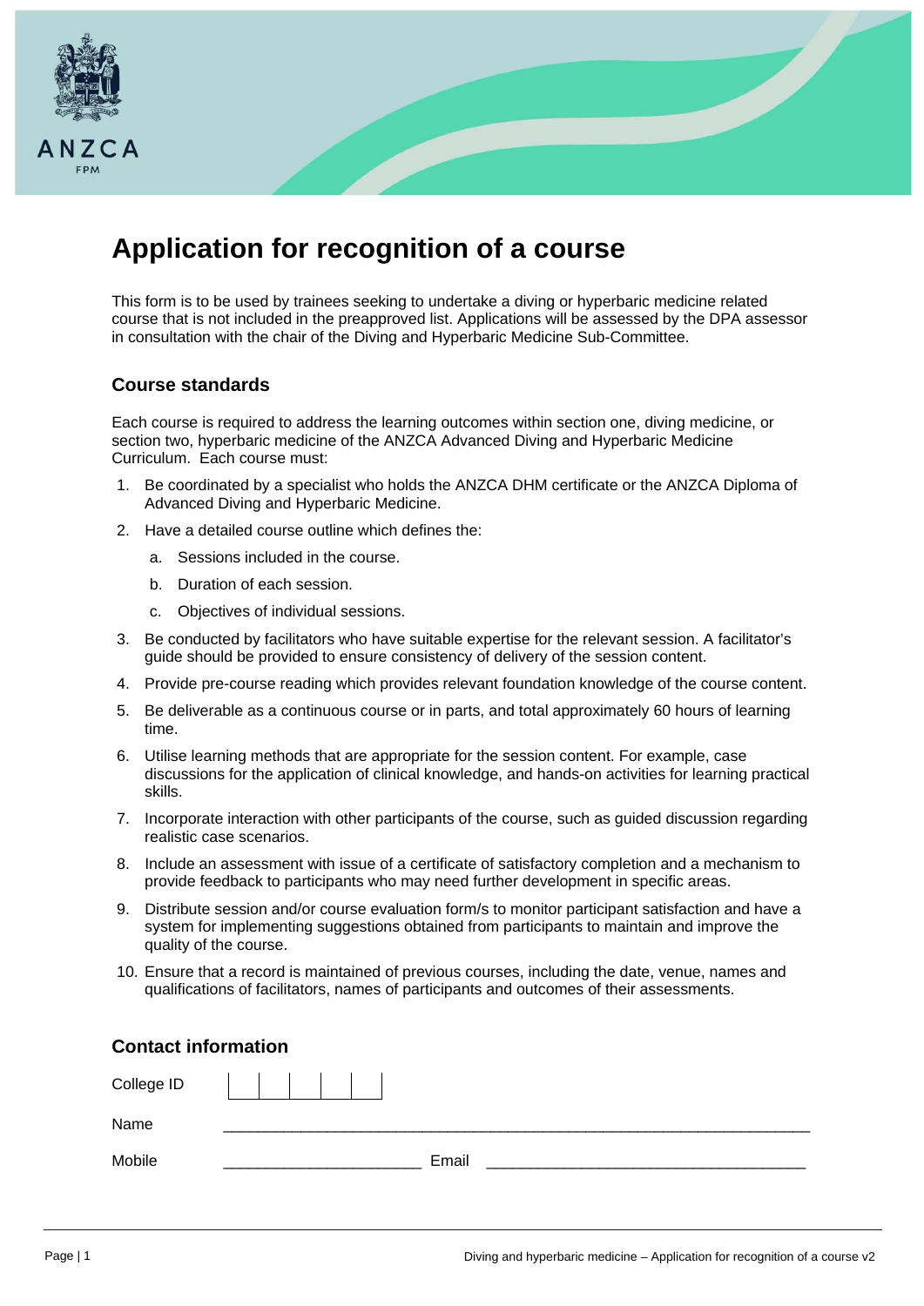ANZCA

FPM

# Application for recognition of a course

This form is to be used by trainees seeking to undertake a diving or hyperbaric medicine related course that is not included in the preapproved list. Applications will be assessed by the DPA assessor in consultation with the chair of the Diving and Hyperbaric Medicine Sub-Committee.

## Course standards

Each course is required to address the learning outcomes within section one, diving medicine, or section two, hyperbaric medicine of the ANZCA Advanced Diving and Hyperbaric Medicine Curriculum. Each course must:

1. Be coordinated by a specialist who holds the ANZCA DHM certificate or the ANZCA Diploma of Advanced Diving and Hyperbaric Medicine.
2. Have a detailed course outline which defines the:
   a. Sessions included in the course.
   b. Duration of each session.
   c. Objectives of individual sessions.
3. Be conducted by facilitators who have suitable expertise for the relevant session. A facilitator's guide should be provided to ensure consistency of delivery of the session content.
4. Provide pre-course reading which provides relevant foundation knowledge of the course content.
5. Be deliverable as a continuous course or in parts, and total approximately 60 hours of learning time.
6. Utilise learning methods that are appropriate for the session content. For example, case discussions for the application of clinical knowledge, and hands-on activities for learning practical skills.
7. Incorporate interaction with other participants of the course, such as guided discussion regarding realistic case scenarios.
8. Include an assessment with issue of a certificate of satisfactory completion and a mechanism to provide feedback to participants who may need further development in specific areas.
9. Distribute session and/or course evaluation form/s to monitor participant satisfaction and have a system for implementing suggestions obtained from participants to maintain and improve the quality of the course.
10. Ensure that a record is maintained of previous courses, including the date, venue, names and qualifications of facilitators, names of participants and outcomes of their assessments.

## Contact information

College ID | | | | | |

Name ______________________________________________________________________

Mobile ______________________ Email ____________________________________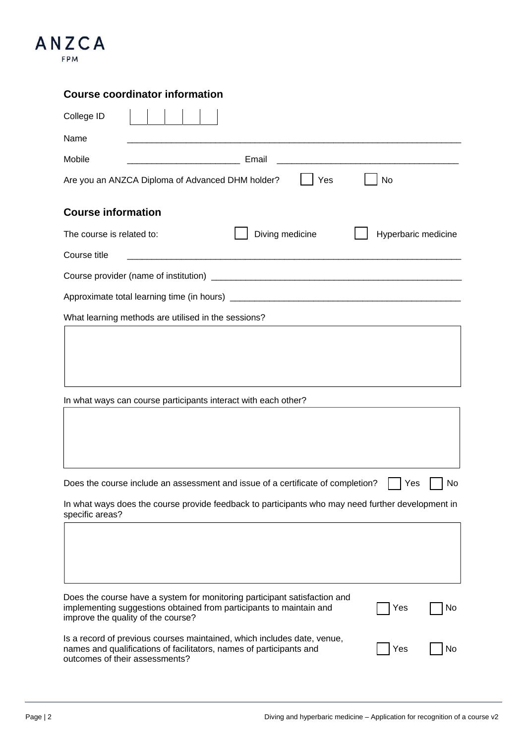## Course coordinator information

College ID ☐☐☐☐☐

Name \_\_\_\_\_\_\_\_\_\_\_\_\_\_\_\_\_\_\_\_\_\_\_\_\_\_\_\_\_\_\_\_\_\_\_\_\_\_\_\_\_\_\_\_\_\_\_\_\_\_\_\_\_\_\_\_\_\_\_\_\_\_\_\_

Mobile \_\_\_\_\_\_\_\_\_\_\_\_\_\_\_\_\_\_\_\_\_\_ Email \_\_\_\_\_\_\_\_\_\_\_\_\_\_\_\_\_\_\_\_\_\_\_\_\_\_\_\_\_\_\_\_\_\_\_\_\_\_

Are you an ANZCA Diploma of Advanced DHM holder? ☐ Yes ☐ No

## Course information

The course is related to: ☐ Diving medicine ☐ Hyperbaric medicine

Course title \_\_\_\_\_\_\_\_\_\_\_\_\_\_\_\_\_\_\_\_\_\_\_\_\_\_\_\_\_\_\_\_\_\_\_\_\_\_\_\_\_\_\_\_\_\_\_\_\_\_\_\_\_\_\_\_\_\_\_\_\_\_\_\_

Course provider (name of institution) \_\_\_\_\_\_\_\_\_\_\_\_\_\_\_\_\_\_\_\_\_\_\_\_\_\_\_\_\_\_\_\_\_\_\_\_\_\_\_\_\_\_\_\_\_\_\_\_

Approximate total learning time (in hours) \_\_\_\_\_\_\_\_\_\_\_\_\_\_\_\_\_\_\_\_\_\_\_\_\_\_\_\_\_\_\_\_\_\_\_\_\_\_\_\_\_\_\_\_

What learning methods are utilised in the sessions?

In what ways can course participants interact with each other?

Does the course include an assessment and issue of a certificate of completion? ☐ Yes ☐ No

In what ways does the course provide feedback to participants who may need further development in specific areas?

Does the course have a system for monitoring participant satisfaction and implementing suggestions obtained from participants to maintain and improve the quality of the course? ☐ Yes ☐ No

Is a record of previous courses maintained, which includes date, venue, names and qualifications of facilitators, names of participants and outcomes of their assessments? ☐ Yes ☐ No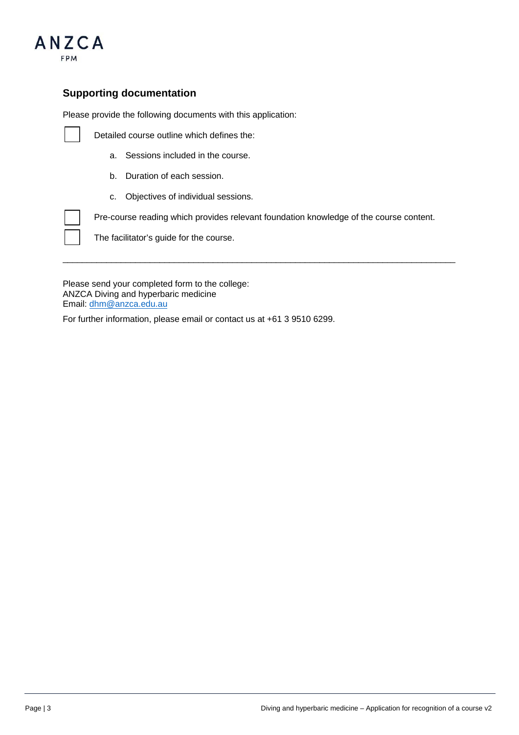## Supporting documentation

Please provide the following documents with this application:

- [ ] Detailed course outline which defines the:
    a. Sessions included in the course.
    b. Duration of each session.
    c. Objectives of individual sessions.
- [ ] Pre-course reading which provides relevant foundation knowledge of the course content.
- [ ] The facilitator's guide for the course.

---

Please send your completed form to the college:
ANZCA Diving and hyperbaric medicine
Email: dhm@anzca.edu.au

For further information, please email or contact us at +61 3 9510 6299.